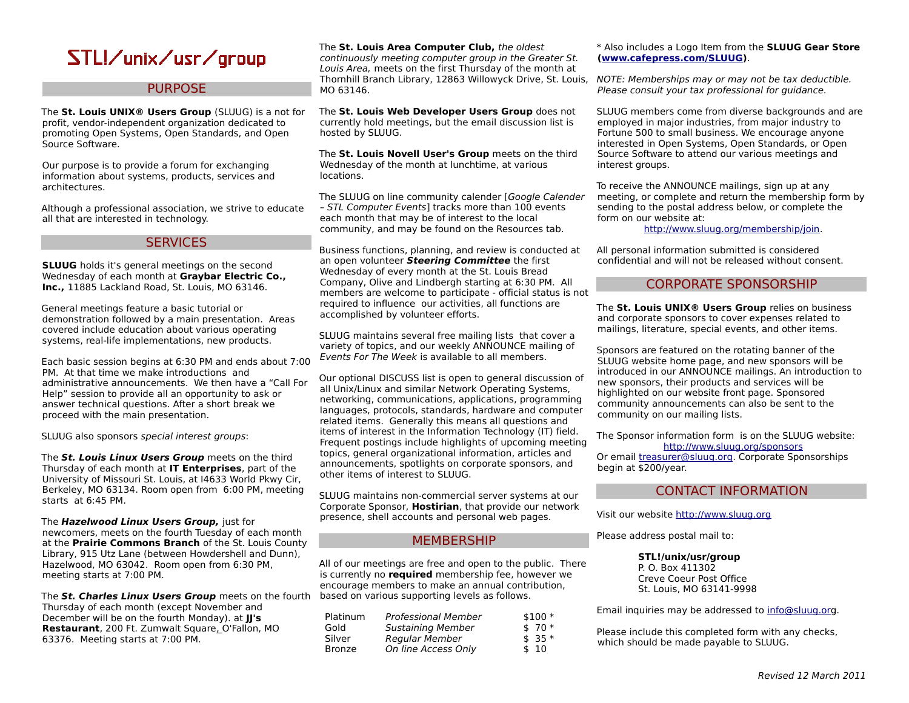# STL!/unix/usr/group

## PURPOSE

The **St. Louis UNIX® Users Group** (SLUUG) is a not for profit, vendor-independent organization dedicated to promoting Open Systems, Open Standards, and Open Source Software.

Our purpose is to provide a forum for exchanging information about systems, products, services and architectures.

Although a professional association, we strive to educate all that are interested in technology.

## SERVICES

**SLUUG** holds it's general meetings on the second Wednesday of each month at **Graybar Electric Co., Inc.,** 11885 Lackland Road, St. Louis, MO 63146.

General meetings feature a basic tutorial or demonstration followed by a main presentation. Areas covered include education about various operating systems, real-life implementations, new products.

Each basic session begins at 6:30 PM and ends about 7:00 PM. At that time we make introductions and administrative announcements. We then have a "Call For Help" session to provide all an opportunity to ask or answer technical questions. After a short break we proceed with the main presentation.

SLUUG also sponsors *special interest groups*:

The ***St. Louis Linux Users Group*** meets on the third Thursday of each month at **IT Enterprises**, part of the University of Missouri St. Louis, at I4633 World Pkwy Cir, Berkeley, MO 63134. Room open from 6:00 PM, meeting starts at 6:45 PM.

The ***Hazelwood Linux Users Group,*** just for newcomers, meets on the fourth Tuesday of each month at the **Prairie Commons Branch** of the St. Louis County Library, 915 Utz Lane (between Howdershell and Dunn), Hazelwood, MO 63042. Room open from 6:30 PM, meeting starts at 7:00 PM.

The ***St. Charles Linux Users Group*** meets on the fourth Thursday of each month (except November and December will be on the fourth Monday). at **JJ's Restaurant**, 200 Ft. Zumwalt Square, O'Fallon, MO 63376. Meeting starts at 7:00 PM.

The **St. Louis Area Computer Club,** *the oldest continuously meeting computer group in the Greater St. Louis Area,* meets on the first Thursday of the month at Thornhill Branch Library, 12863 Willowyck Drive, St. Louis, MO 63146.

The **St. Louis Web Developer Users Group** does not currently hold meetings, but the email discussion list is hosted by SLUUG.

The **St. Louis Novell User's Group** meets on the third Wednesday of the month at lunchtime, at various locations.

The SLUUG on line community calender [*Google Calender – STL Computer Events*] tracks more than 100 events each month that may be of interest to the local community, and may be found on the Resources tab.

Business functions, planning, and review is conducted at an open volunteer ***Steering Committee*** the first Wednesday of every month at the St. Louis Bread Company, Olive and Lindbergh starting at 6:30 PM. All members are welcome to participate - official status is not required to influence our activities, all functions are accomplished by volunteer efforts.

SLUUG maintains several free mailing lists that cover a variety of topics, and our weekly ANNOUNCE mailing of *Events For The Week* is available to all members.

Our optional DISCUSS list is open to general discussion of all Unix/Linux and similar Network Operating Systems, networking, communications, applications, programming languages, protocols, standards, hardware and computer related items. Generally this means all questions and items of interest in the Information Technology (IT) field. Frequent postings include highlights of upcoming meeting topics, general organizational information, articles and announcements, spotlights on corporate sponsors, and other items of interest to SLUUG.

SLUUG maintains non-commercial server systems at our Corporate Sponsor, **Hostirian**, that provide our network presence, shell accounts and personal web pages.

## MEMBERSHIP

All of our meetings are free and open to the public. There is currently no **required** membership fee, however we encourage members to make an annual contribution, based on various supporting levels as follows.

| | | |
|---|---|---|
| Platinum | *Professional Member* | $100 * |
| Gold | *Sustaining Member* | $ 70 * |
| Silver | *Regular Member* | $ 35 * |
| Bronze | *On line Access Only* | $ 10 |

* Also includes a Logo Item from the **SLUUG Gear Store (www.cafepress.com/SLUUG)**.

*NOTE: Memberships may or may not be tax deductible. Please consult your tax professional for guidance.*

SLUUG members come from diverse backgrounds and are employed in major industries, from major industry to Fortune 500 to small business. We encourage anyone interested in Open Systems, Open Standards, or Open Source Software to attend our various meetings and interest groups.

To receive the ANNOUNCE mailings, sign up at any meeting, or complete and return the membership form by sending to the postal address below, or complete the form on our website at:

http://www.sluug.org/membership/join.

All personal information submitted is considered confidential and will not be released without consent.

## CORPORATE SPONSORSHIP

The **St. Louis UNIX® Users Group** relies on business and corporate sponsors to cover expenses related to mailings, literature, special events, and other items.

Sponsors are featured on the rotating banner of the SLUUG website home page, and new sponsors will be introduced in our ANNOUNCE mailings. An introduction to new sponsors, their products and services will be highlighted on our website front page. Sponsored community announcements can also be sent to the community on our mailing lists.

The Sponsor information form is on the SLUUG website:
http://www.sluug.org/sponsors
Or email treasurer@sluug.org. Corporate Sponsorships begin at $200/year.

## CONTACT INFORMATION

Visit our website http://www.sluug.org

Please address postal mail to:

**STL!/unix/usr/group**
P. O. Box 411302
Creve Coeur Post Office
St. Louis, MO 63141-9998

Email inquiries may be addressed to info@sluug.org.

Please include this completed form with any checks, which should be made payable to SLUUG.

*Revised 12 March 2011*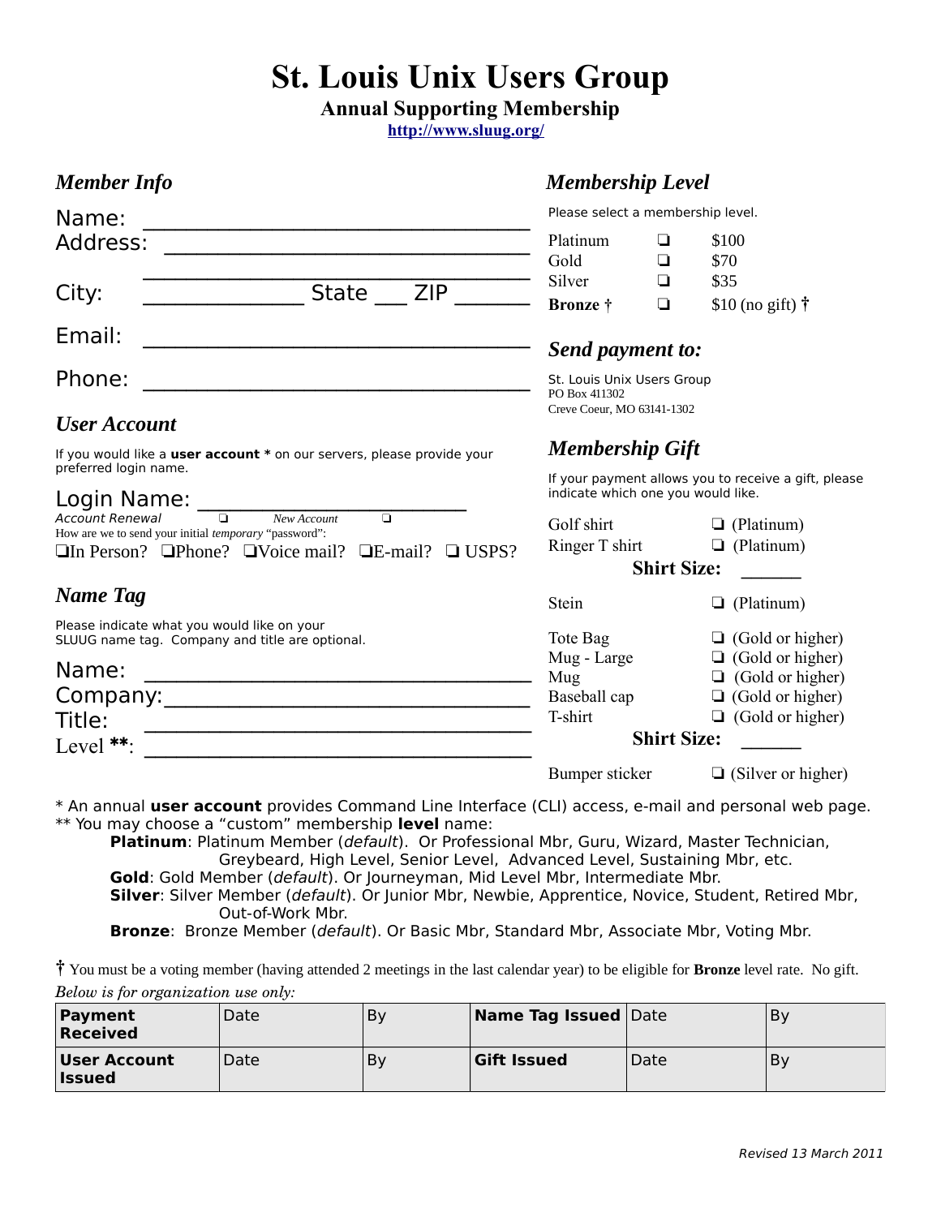# St. Louis Unix Users Group

## Annual Supporting Membership

http://www.sluug.org/

### *Member Info*

Name: ___________________________________

Address: ___________________________________

___________________________________

City: ______________ State ___ ZIP _______

Email: ___________________________________

Phone: ___________________________________

### *User Account*

If you would like a **user account** * on our servers, please provide your preferred login name.

Login Name: ________________________

*Account Renewal* ❑ *New Account* ❑

How are we to send your initial *temporary* "password":

❑In Person? ❑Phone? ❑Voice mail? ❑E-mail? ❑ USPS?

### *Name Tag*

Please indicate what you would like on your SLUUG name tag. Company and title are optional.

Name: ___________________________________

Company: ___________________________________

Title: ___________________________________

Level **: ___________________________________

### *Membership Level*

Please select a membership level.

| | | |
|---|---|---|
| Platinum | ❑ | $100 |
| Gold | ❑ | $70 |
| Silver | ❑ | $35 |
| **Bronze** † | ❑ | $10 (no gift) † |

### *Send payment to:*

St. Louis Unix Users Group
PO Box 411302
Creve Coeur, MO 63141-1302

### *Membership Gift*

If your payment allows you to receive a gift, please indicate which one you would like.

| | |
|---|---|
| Golf shirt | ❑ (Platinum) |
| Ringer T shirt | ❑ (Platinum) |

**Shirt Size:** ______

| | |
|---|---|
| Stein | ❑ (Platinum) |
| Tote Bag | ❑ (Gold or higher) |
| Mug - Large | ❑ (Gold or higher) |
| Mug | ❑ (Gold or higher) |
| Baseball cap | ❑ (Gold or higher) |
| T-shirt | ❑ (Gold or higher) |

**Shirt Size:** ______

| | |
|---|---|
| Bumper sticker | ❑ (Silver or higher) |

* An annual **user account** provides Command Line Interface (CLI) access, e-mail and personal web page.

** You may choose a "custom" membership **level** name:

- **Platinum**: Platinum Member (*default*). Or Professional Mbr, Guru, Wizard, Master Technician, Greybeard, High Level, Senior Level, Advanced Level, Sustaining Mbr, etc.
- **Gold**: Gold Member (*default*). Or Journeyman, Mid Level Mbr, Intermediate Mbr.
- **Silver**: Silver Member (*default*). Or Junior Mbr, Newbie, Apprentice, Novice, Student, Retired Mbr, Out-of-Work Mbr.
- **Bronze**: Bronze Member (*default*). Or Basic Mbr, Standard Mbr, Associate Mbr, Voting Mbr.

† You must be a voting member (having attended 2 meetings in the last calendar year) to be eligible for **Bronze** level rate. No gift.

*Below is for organization use only:*

| | | | | | |
|---|---|---|---|---|---|
| **Payment Received** | Date | By | **Name Tag Issued** | Date | By |
| **User Account Issued** | Date | By | **Gift Issued** | Date | By |

*Revised 13 March 2011*